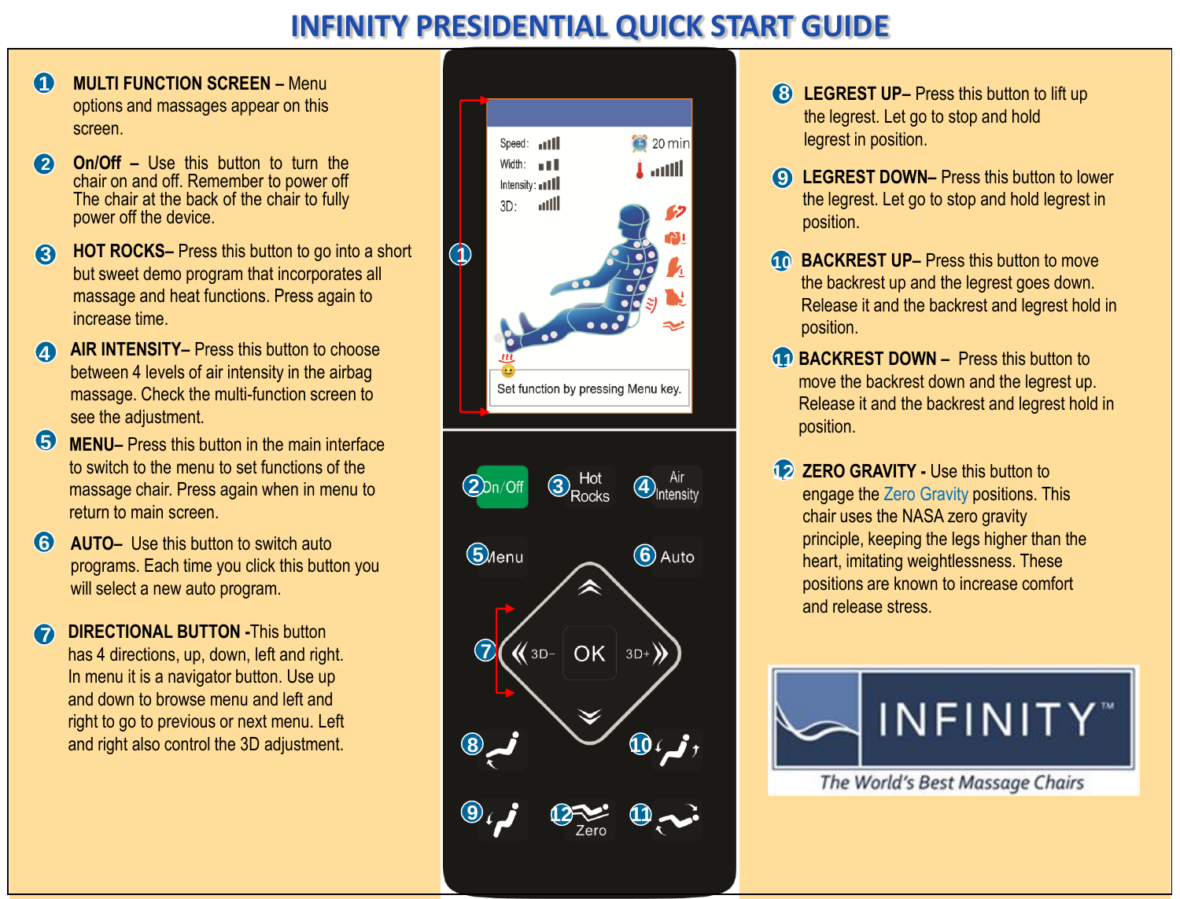# INFINITY PRESIDENTIAL QUICK START GUIDE

1. **MULTI FUNCTION SCREEN –** Menu options and massages appear on this screen.

2. **On/Off –** Use this button to turn the chair on and off. Remember to power off The chair at the back of the chair to fully power off the device.

3. **HOT ROCKS–** Press this button to go into a short but sweet demo program that incorporates all massage and heat functions. Press again to increase time.

4. **AIR INTENSITY–** Press this button to choose between 4 levels of air intensity in the airbag massage. Check the multi-function screen to see the adjustment.

5. **MENU–** Press this button in the main interface to switch to the menu to set functions of the massage chair. Press again when in menu to return to main screen.

6. **AUTO–** Use this button to switch auto programs. Each time you click this button you will select a new auto program.

7. **DIRECTIONAL BUTTON -**This button has 4 directions, up, down, left and right. In menu it is a navigator button. Use up and down to browse menu and left and right to go to previous or next menu. Left and right also control the 3D adjustment.

Speed:
Width:
Intensity:
3D:
20 min

Set function by pressing Menu key.

On/Off
Hot Rocks
Air Intensity
Menu
Auto
3D- OK 3D+
Zero

8. **LEGREST UP–** Press this button to lift up the legrest. Let go to stop and hold legrest in position.

9. **LEGREST DOWN–** Press this button to lower the legrest. Let go to stop and hold legrest in position.

10. **BACKREST UP–** Press this button to move the backrest up and the legrest goes down. Release it and the backrest and legrest hold in position.

11. **BACKREST DOWN –** Press this button to move the backrest down and the legrest up. Release it and the backrest and legrest hold in position.

12. **ZERO GRAVITY -** Use this button to engage the Zero Gravity positions. This chair uses the NASA zero gravity principle, keeping the legs higher than the heart, imitating weightlessness. These positions are known to increase comfort and release stress.

INFINITY™

*The World's Best Massage Chairs*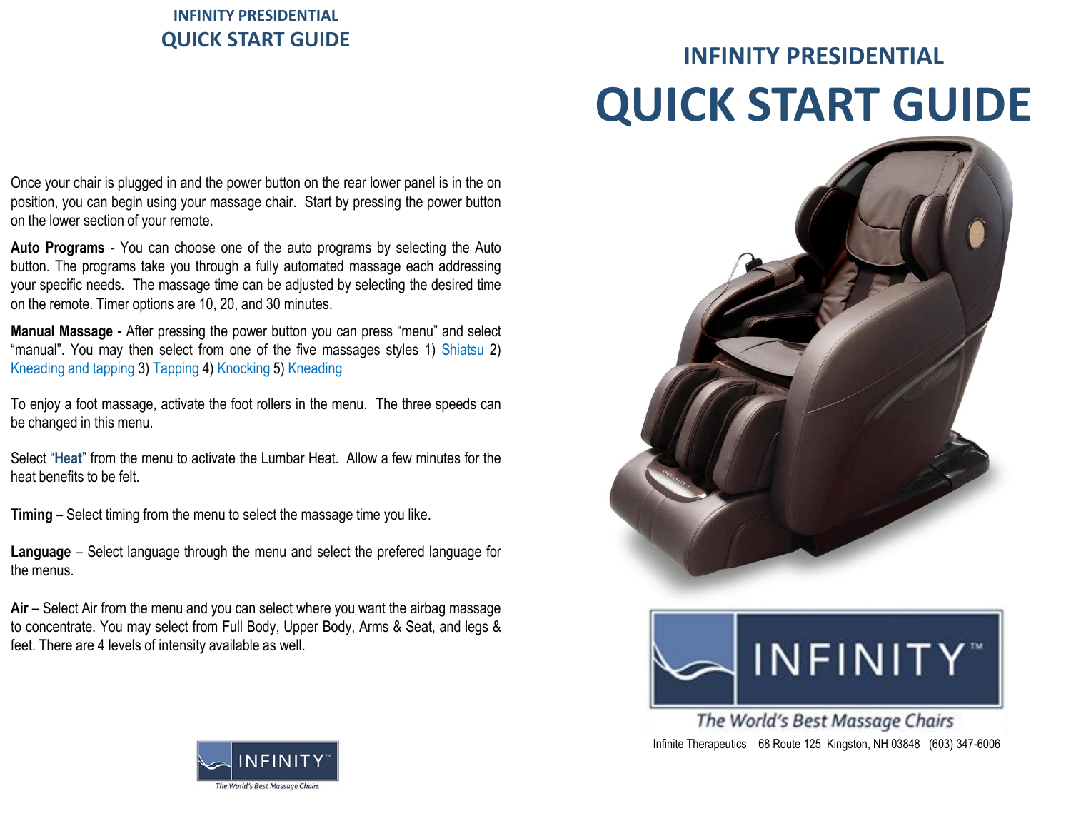# INFINITY PRESIDENTIAL
## QUICK START GUIDE

Once your chair is plugged in and the power button on the rear lower panel is in the on position, you can begin using your massage chair. Start by pressing the power button on the lower section of your remote.

**Auto Programs** - You can choose one of the auto programs by selecting the Auto button. The programs take you through a fully automated massage each addressing your specific needs. The massage time can be adjusted by selecting the desired time on the remote. Timer options are 10, 20, and 30 minutes.

**Manual Massage -** After pressing the power button you can press "menu" and select "manual". You may then select from one of the five massages styles 1) Shiatsu 2) Kneading and tapping 3) Tapping 4) Knocking 5) Kneading

To enjoy a foot massage, activate the foot rollers in the menu. The three speeds can be changed in this menu.

Select "**Heat**" from the menu to activate the Lumbar Heat. Allow a few minutes for the heat benefits to be felt.

**Timing** – Select timing from the menu to select the massage time you like.

**Language** – Select language through the menu and select the prefered language for the menus.

**Air** – Select Air from the menu and you can select where you want the airbag massage to concentrate. You may select from Full Body, Upper Body, Arms & Seat, and legs & feet. There are 4 levels of intensity available as well.

INFINITY™

*The World's Best Massage Chairs*

# INFINITY PRESIDENTIAL
# QUICK START GUIDE

INFINITY™

*The World's Best Massage Chairs*

Infinite Therapeutics 68 Route 125 Kingston, NH 03848 (603) 347-6006